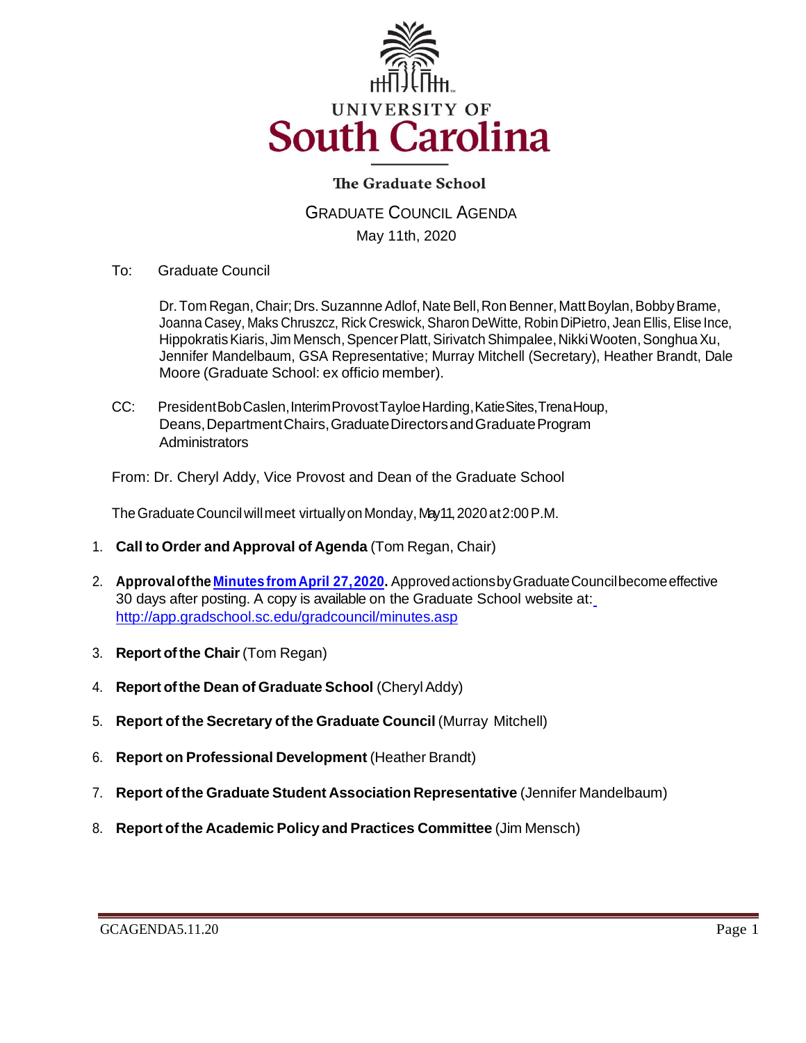UNIVERSITY OF

# South Carolina

The Graduate School

## GRADUATE COUNCIL AGENDA

May 11th, 2020

To: Graduate Council

Dr. Tom Regan, Chair; Drs. Suzannne Adlof, Nate Bell, Ron Benner, Matt Boylan, Bobby Brame, Joanna Casey, Maks Chruszcz, Rick Creswick, Sharon DeWitte, Robin DiPietro, Jean Ellis, Elise Ince, Hippokratis Kiaris, Jim Mensch, Spencer Platt, Sirivatch Shimpalee, Nikki Wooten, Songhua Xu, Jennifer Mandelbaum, GSA Representative; Murray Mitchell (Secretary), Heather Brandt, Dale Moore (Graduate School: ex officio member).

CC: President Bob Caslen, Interim Provost Tayloe Harding, Katie Sites, Trena Houp, Deans, Department Chairs, Graduate Directors and Graduate Program Administrators

From: Dr. Cheryl Addy, Vice Provost and Dean of the Graduate School

The Graduate Council will meet virtually on Monday, May 11, 2020 at 2:00 P.M.

1. **Call to Order and Approval of Agenda** (Tom Regan, Chair)
2. **Approval of the Minutes from April 27, 2020.** Approved actions by Graduate Council become effective 30 days after posting. A copy is available on the Graduate School website at: http://app.gradschool.sc.edu/gradcouncil/minutes.asp
3. **Report of the Chair** (Tom Regan)
4. **Report of the Dean of Graduate School** (Cheryl Addy)
5. **Report of the Secretary of the Graduate Council** (Murray Mitchell)
6. **Report on Professional Development** (Heather Brandt)
7. **Report of the Graduate Student Association Representative** (Jennifer Mandelbaum)
8. **Report of the Academic Policy and Practices Committee** (Jim Mensch)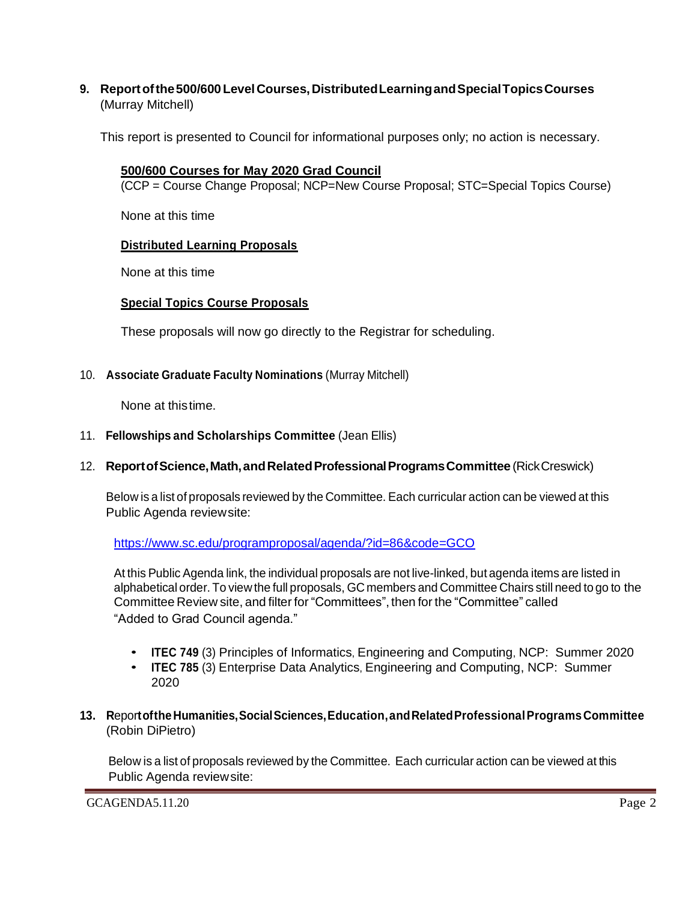**9. Report of the 500/600 Level Courses, Distributed Learning and Special Topics Courses** (Murray Mitchell)

This report is presented to Council for informational purposes only; no action is necessary.

**500/600 Courses for May 2020 Grad Council**
(CCP = Course Change Proposal; NCP=New Course Proposal; STC=Special Topics Course)

None at this time

**Distributed Learning Proposals**

None at this time

**Special Topics Course Proposals**

These proposals will now go directly to the Registrar for scheduling.

10. **Associate Graduate Faculty Nominations** (Murray Mitchell)

None at this time.

11. **Fellowships and Scholarships Committee** (Jean Ellis)

12. **Report of Science, Math, and Related Professional Programs Committee** (Rick Creswick)

Below is a list of proposals reviewed by the Committee. Each curricular action can be viewed at this Public Agenda review site:

https://www.sc.edu/programproposal/agenda/?id=86&code=GCO

At this Public Agenda link, the individual proposals are not live-linked, but agenda items are listed in alphabetical order. To view the full proposals, GC members and Committee Chairs still need to go to the Committee Review site, and filter for "Committees", then for the "Committee" called "Added to Grad Council agenda."

- **ITEC 749** (3) Principles of Informatics, Engineering and Computing, NCP: Summer 2020
- **ITEC 785** (3) Enterprise Data Analytics, Engineering and Computing, NCP: Summer 2020

**13. Report of the Humanities, Social Sciences, Education, and Related Professional Programs Committee** (Robin DiPietro)

Below is a list of proposals reviewed by the Committee. Each curricular action can be viewed at this Public Agenda review site: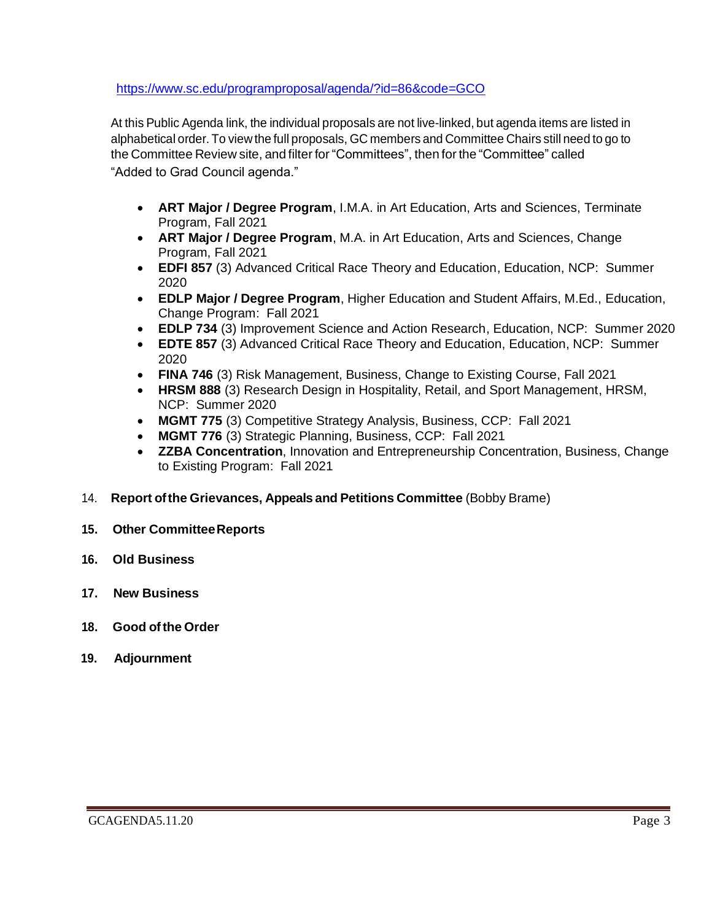https://www.sc.edu/programproposal/agenda/?id=86&code=GCO

At this Public Agenda link, the individual proposals are not live-linked, but agenda items are listed in alphabetical order. To view the full proposals, GC members and Committee Chairs still need to go to the Committee Review site, and filter for "Committees", then for the "Committee" called "Added to Grad Council agenda."

- **ART Major / Degree Program**, I.M.A. in Art Education, Arts and Sciences, Terminate Program, Fall 2021
- **ART Major / Degree Program**, M.A. in Art Education, Arts and Sciences, Change Program, Fall 2021
- **EDFI 857** (3) Advanced Critical Race Theory and Education, Education, NCP: Summer 2020
- **EDLP Major / Degree Program**, Higher Education and Student Affairs, M.Ed., Education, Change Program: Fall 2021
- **EDLP 734** (3) Improvement Science and Action Research, Education, NCP: Summer 2020
- **EDTE 857** (3) Advanced Critical Race Theory and Education, Education, NCP: Summer 2020
- **FINA 746** (3) Risk Management, Business, Change to Existing Course, Fall 2021
- **HRSM 888** (3) Research Design in Hospitality, Retail, and Sport Management, HRSM, NCP: Summer 2020
- **MGMT 775** (3) Competitive Strategy Analysis, Business, CCP: Fall 2021
- **MGMT 776** (3) Strategic Planning, Business, CCP: Fall 2021
- **ZZBA Concentration**, Innovation and Entrepreneurship Concentration, Business, Change to Existing Program: Fall 2021

14. **Report of the Grievances, Appeals and Petitions Committee** (Bobby Brame)

**15. Other Committee Reports**

**16. Old Business**

**17. New Business**

**18. Good of the Order**

**19. Adjournment**